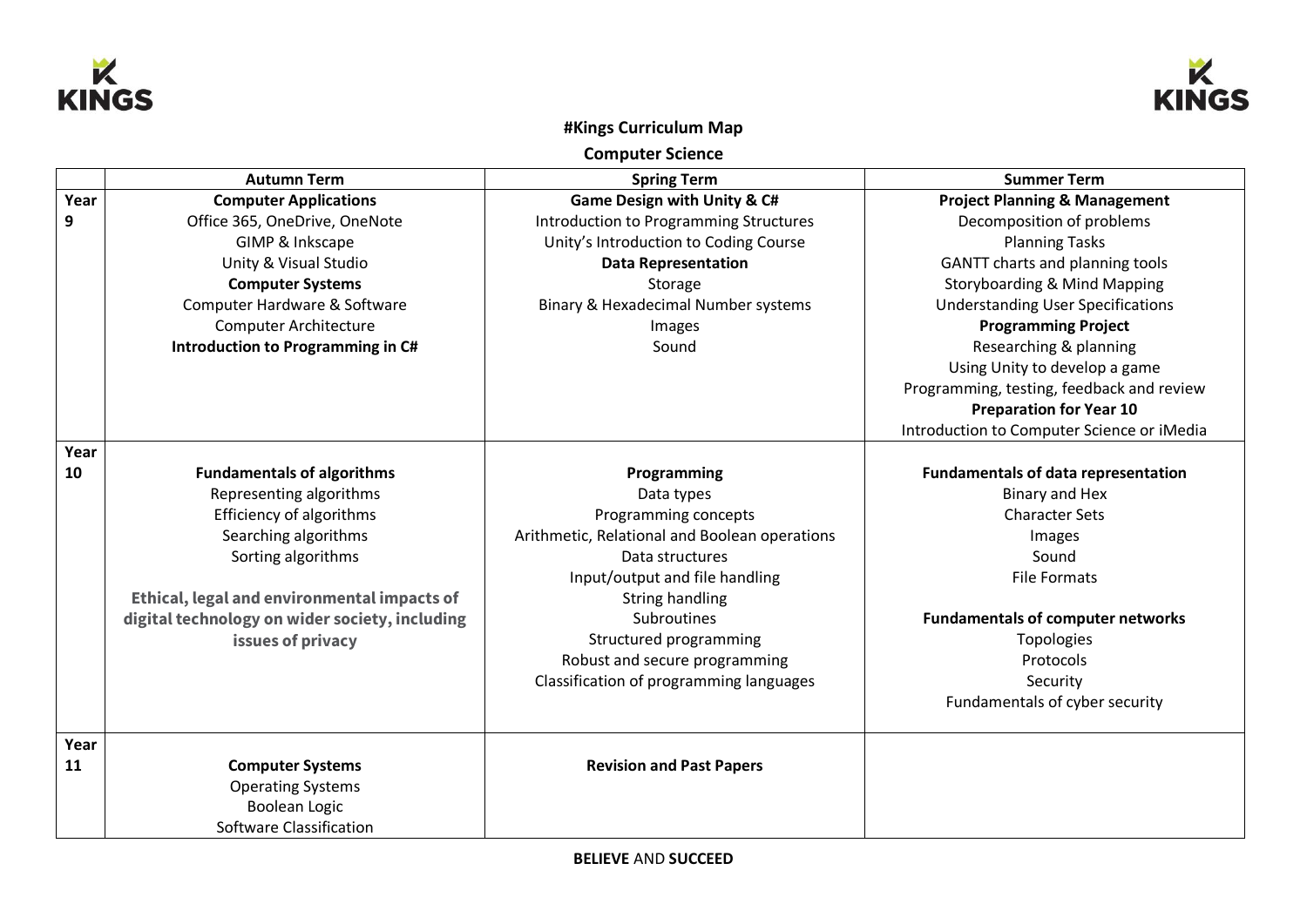# #Kings Curriculum Map

## Computer Science

| | Autumn Term | Spring Term | Summer Term |
|---|---|---|---|
| Year 9 | **Computer Applications**<br>Office 365, OneDrive, OneNote<br>GIMP & Inkscape<br>Unity & Visual Studio<br>**Computer Systems**<br>Computer Hardware & Software<br>Computer Architecture<br>**Introduction to Programming in C#** | **Game Design with Unity & C#**<br>Introduction to Programming Structures<br>Unity's Introduction to Coding Course<br>**Data Representation**<br>Storage<br>Binary & Hexadecimal Number systems<br>Images<br>Sound | **Project Planning & Management**<br>Decomposition of problems<br>Planning Tasks<br>GANTT charts and planning tools<br>Storyboarding & Mind Mapping<br>Understanding User Specifications<br>**Programming Project**<br>Researching & planning<br>Using Unity to develop a game<br>Programming, testing, feedback and review<br>**Preparation for Year 10**<br>Introduction to Computer Science or iMedia |
| Year 10 | **Fundamentals of algorithms**<br>Representing algorithms<br>Efficiency of algorithms<br>Searching algorithms<br>Sorting algorithms<br><br>**Ethical, legal and environmental impacts of digital technology on wider society, including issues of privacy** | **Programming**<br>Data types<br>Programming concepts<br>Arithmetic, Relational and Boolean operations<br>Data structures<br>Input/output and file handling<br>String handling<br>Subroutines<br>Structured programming<br>Robust and secure programming<br>Classification of programming languages | **Fundamentals of data representation**<br>Binary and Hex<br>Character Sets<br>Images<br>Sound<br>File Formats<br><br>**Fundamentals of computer networks**<br>Topologies<br>Protocols<br>Security<br>Fundamentals of cyber security |
| Year 11 | **Computer Systems**<br>Operating Systems<br>Boolean Logic<br>Software Classification | **Revision and Past Papers** | |

**BELIEVE** AND **SUCCEED**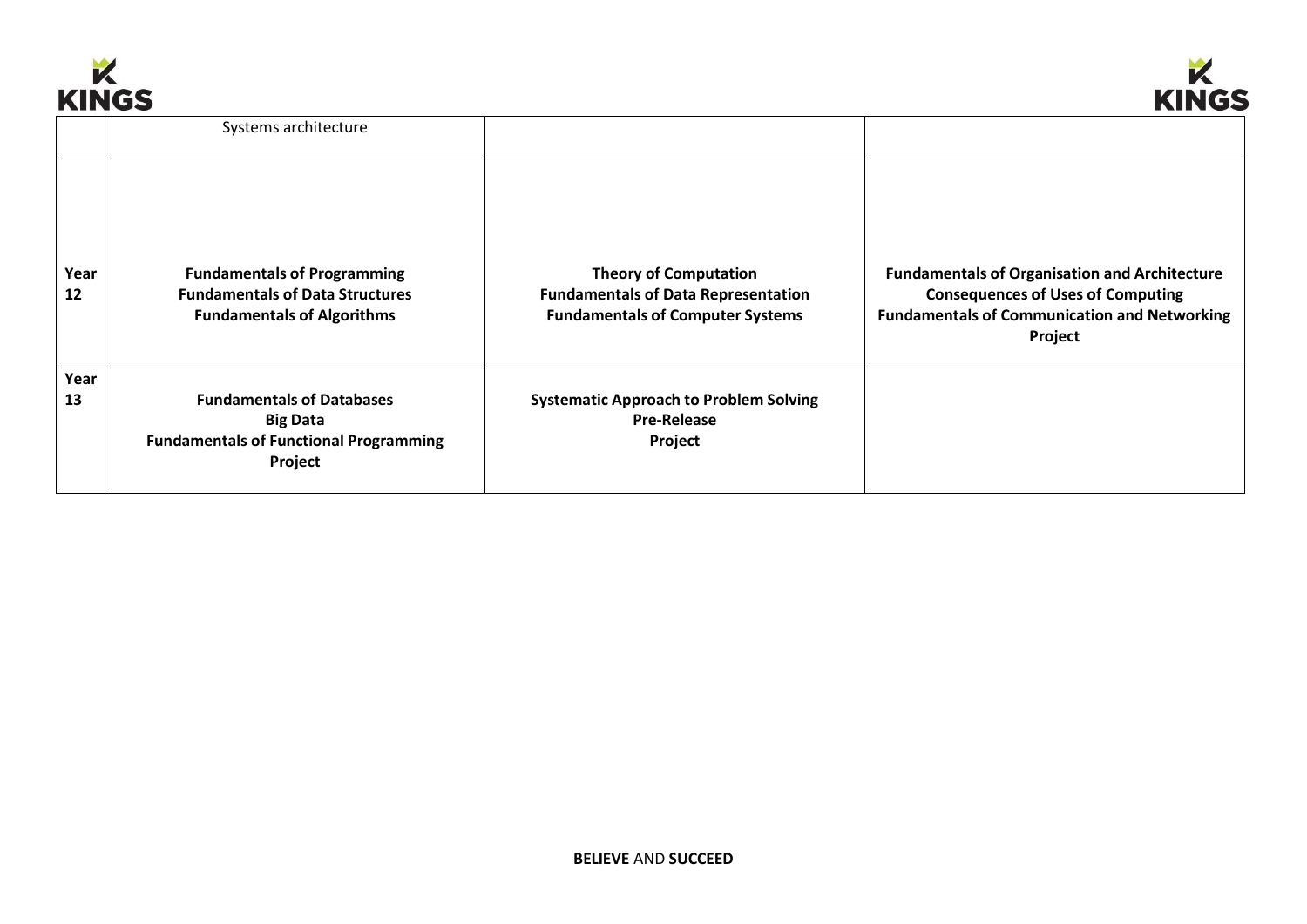| | | | |
|---|---|---|---|
| | Systems architecture | | |
| **Year 12** | **Fundamentals of Programming**<br>**Fundamentals of Data Structures**<br>**Fundamentals of Algorithms** | **Theory of Computation**<br>**Fundamentals of Data Representation**<br>**Fundamentals of Computer Systems** | **Fundamentals of Organisation and Architecture**<br>**Consequences of Uses of Computing**<br>**Fundamentals of Communication and Networking**<br>**Project** |
| **Year 13** | **Fundamentals of Databases**<br>**Big Data**<br>**Fundamentals of Functional Programming**<br>**Project** | **Systematic Approach to Problem Solving**<br>**Pre-Release**<br>**Project** | |

**BELIEVE** AND **SUCCEED**